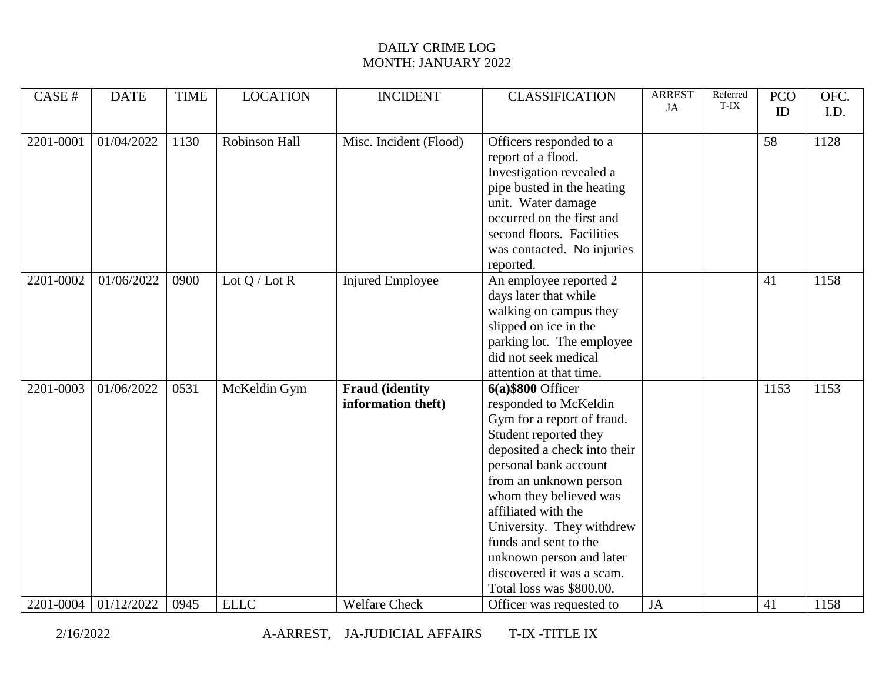DAILY CRIME LOG
MONTH: JANUARY 2022

| CASE # | DATE | TIME | LOCATION | INCIDENT | CLASSIFICATION | ARREST JA | Referred T-IX | PCO ID | OFC. I.D. |
|---|---|---|---|---|---|---|---|---|---|
| 2201-0001 | 01/04/2022 | 1130 | Robinson Hall | Misc. Incident (Flood) | Officers responded to a report of a flood. Investigation revealed a pipe busted in the heating unit. Water damage occurred on the first and second floors. Facilities was contacted. No injuries reported. | | | 58 | 1128 |
| 2201-0002 | 01/06/2022 | 0900 | Lot Q / Lot R | Injured Employee | An employee reported 2 days later that while walking on campus they slipped on ice in the parking lot. The employee did not seek medical attention at that time. | | | 41 | 1158 |
| 2201-0003 | 01/06/2022 | 0531 | McKeldin Gym | **Fraud (identity information theft)** | **6(a)$800** Officer responded to McKeldin Gym for a report of fraud. Student reported they deposited a check into their personal bank account from an unknown person whom they believed was affiliated with the University. They withdrew funds and sent to the unknown person and later discovered it was a scam. Total loss was $800.00. | | | 1153 | 1153 |
| 2201-0004 | 01/12/2022 | 0945 | ELLC | Welfare Check | Officer was requested to | JA | | 41 | 1158 |

2/16/2022 A-ARREST, JA-JUDICIAL AFFAIRS T-IX -TITLE IX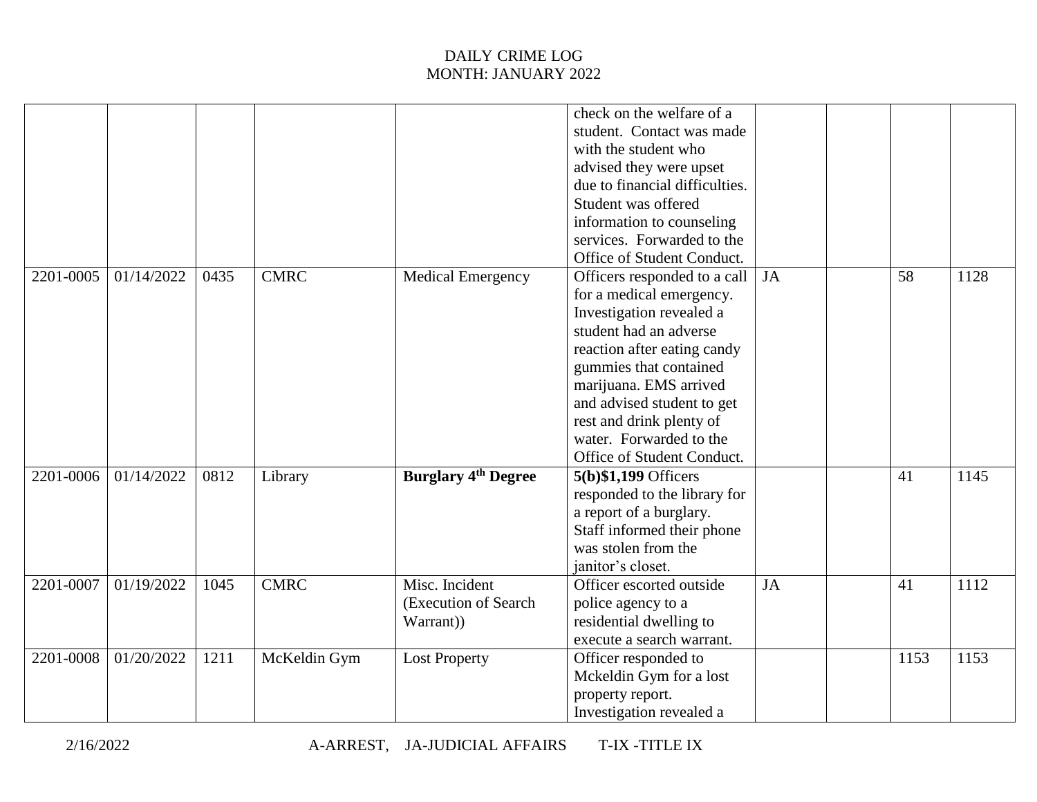DAILY CRIME LOG
MONTH: JANUARY 2022

| | | | | | | | | | |
|---|---|---|---|---|---|---|---|---|---|
| | | | | | check on the welfare of a student. Contact was made with the student who advised they were upset due to financial difficulties. Student was offered information to counseling services. Forwarded to the Office of Student Conduct. | | | | |
| 2201-0005 | 01/14/2022 | 0435 | CMRC | Medical Emergency | Officers responded to a call for a medical emergency. Investigation revealed a student had an adverse reaction after eating candy gummies that contained marijuana. EMS arrived and advised student to get rest and drink plenty of water. Forwarded to the Office of Student Conduct. | JA | | 58 | 1128 |
| 2201-0006 | 01/14/2022 | 0812 | Library | **Burglary 4th Degree** | **5(b)$1,199** Officers responded to the library for a report of a burglary. Staff informed their phone was stolen from the janitor's closet. | | | 41 | 1145 |
| 2201-0007 | 01/19/2022 | 1045 | CMRC | Misc. Incident (Execution of Search Warrant)) | Officer escorted outside police agency to a residential dwelling to execute a search warrant. | JA | | 41 | 1112 |
| 2201-0008 | 01/20/2022 | 1211 | McKeldin Gym | Lost Property | Officer responded to Mckeldin Gym for a lost property report. Investigation revealed a | | | 1153 | 1153 |

2/16/2022 A-ARREST, JA-JUDICIAL AFFAIRS T-IX -TITLE IX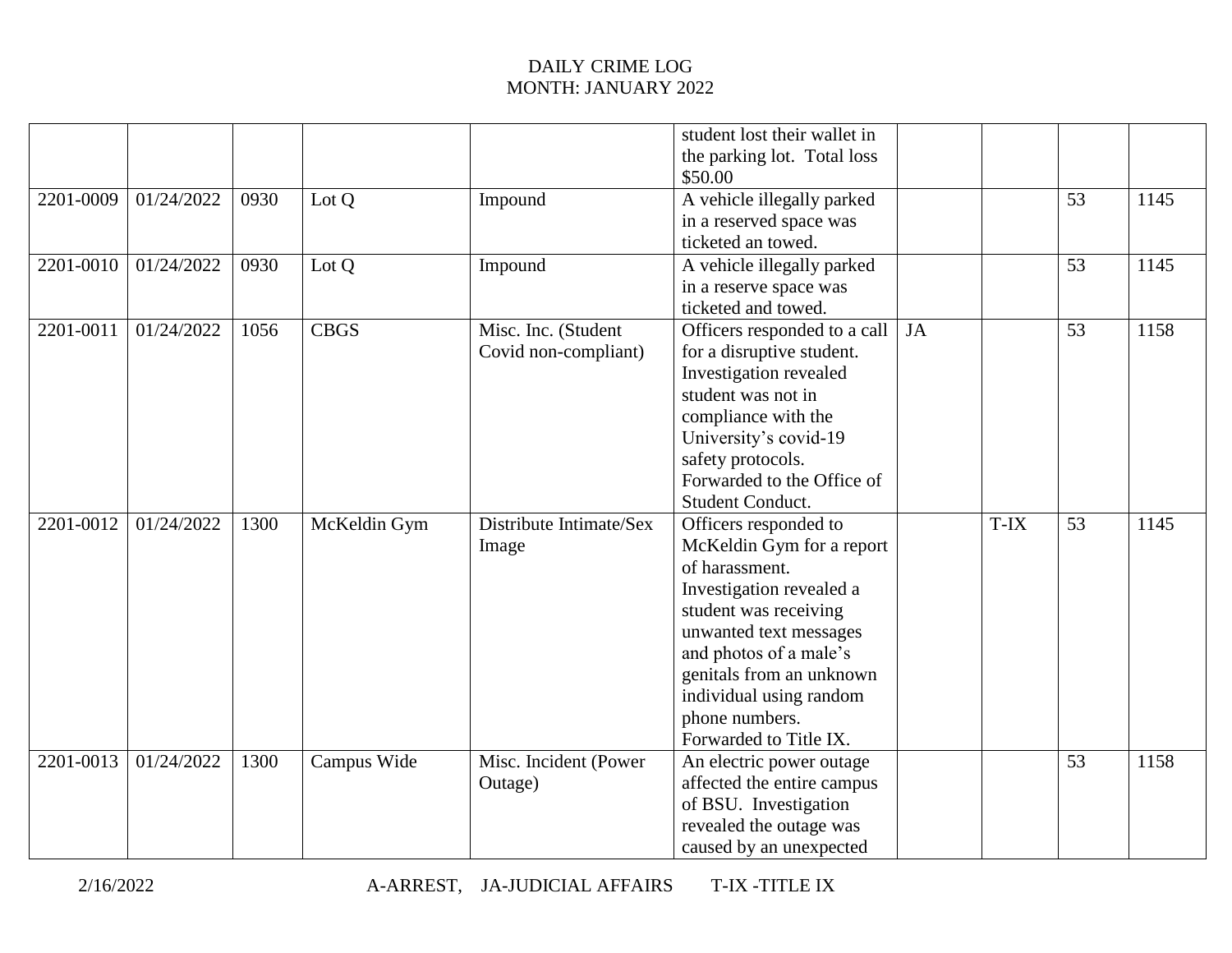# DAILY CRIME LOG
## MONTH: JANUARY 2022

| | | | | | | | | | |
|---|---|---|---|---|---|---|---|---|---|
| | | | | | student lost their wallet in the parking lot. Total loss $50.00 | | | | |
| 2201-0009 | 01/24/2022 | 0930 | Lot Q | Impound | A vehicle illegally parked in a reserved space was ticketed an towed. | | | 53 | 1145 |
| 2201-0010 | 01/24/2022 | 0930 | Lot Q | Impound | A vehicle illegally parked in a reserve space was ticketed and towed. | | | 53 | 1145 |
| 2201-0011 | 01/24/2022 | 1056 | CBGS | Misc. Inc. (Student Covid non-compliant) | Officers responded to a call for a disruptive student. Investigation revealed student was not in compliance with the University's covid-19 safety protocols. Forwarded to the Office of Student Conduct. | JA | | 53 | 1158 |
| 2201-0012 | 01/24/2022 | 1300 | McKeldin Gym | Distribute Intimate/Sex Image | Officers responded to McKeldin Gym for a report of harassment. Investigation revealed a student was receiving unwanted text messages and photos of a male's genitals from an unknown individual using random phone numbers. Forwarded to Title IX. | | T-IX | 53 | 1145 |
| 2201-0013 | 01/24/2022 | 1300 | Campus Wide | Misc. Incident (Power Outage) | An electric power outage affected the entire campus of BSU. Investigation revealed the outage was caused by an unexpected | | | 53 | 1158 |

2/16/2022 A-ARREST, JA-JUDICIAL AFFAIRS T-IX -TITLE IX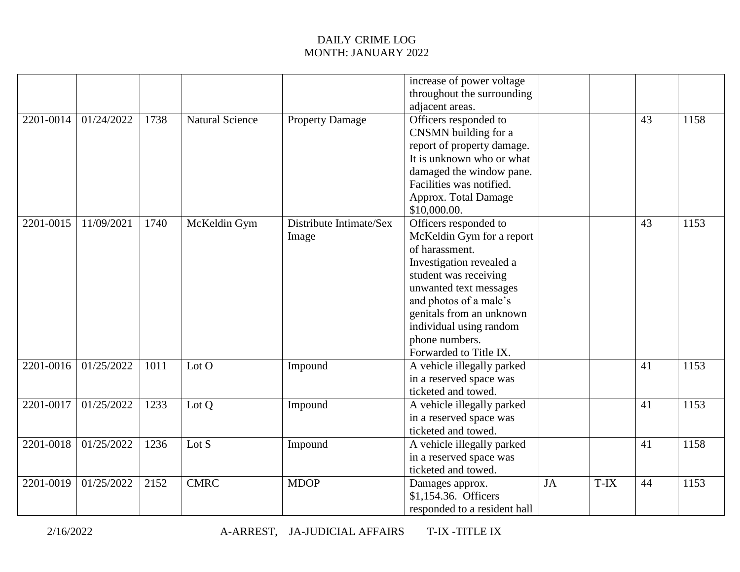DAILY CRIME LOG
MONTH: JANUARY 2022

| | | | | | | | | | |
|---|---|---|---|---|---|---|---|---|---|
| | | | | | increase of power voltage throughout the surrounding adjacent areas. | | | | |
| 2201-0014 | 01/24/2022 | 1738 | Natural Science | Property Damage | Officers responded to CNSMN building for a report of property damage. It is unknown who or what damaged the window pane. Facilities was notified. Approx. Total Damage $10,000.00. | | | 43 | 1158 |
| 2201-0015 | 11/09/2021 | 1740 | McKeldin Gym | Distribute Intimate/Sex Image | Officers responded to McKeldin Gym for a report of harassment. Investigation revealed a student was receiving unwanted text messages and photos of a male's genitals from an unknown individual using random phone numbers. Forwarded to Title IX. | | | 43 | 1153 |
| 2201-0016 | 01/25/2022 | 1011 | Lot O | Impound | A vehicle illegally parked in a reserved space was ticketed and towed. | | | 41 | 1153 |
| 2201-0017 | 01/25/2022 | 1233 | Lot Q | Impound | A vehicle illegally parked in a reserved space was ticketed and towed. | | | 41 | 1153 |
| 2201-0018 | 01/25/2022 | 1236 | Lot S | Impound | A vehicle illegally parked in a reserved space was ticketed and towed. | | | 41 | 1158 |
| 2201-0019 | 01/25/2022 | 2152 | CMRC | MDOP | Damages approx. $1,154.36. Officers responded to a resident hall | JA | T-IX | 44 | 1153 |

2/16/2022 A-ARREST, JA-JUDICIAL AFFAIRS T-IX -TITLE IX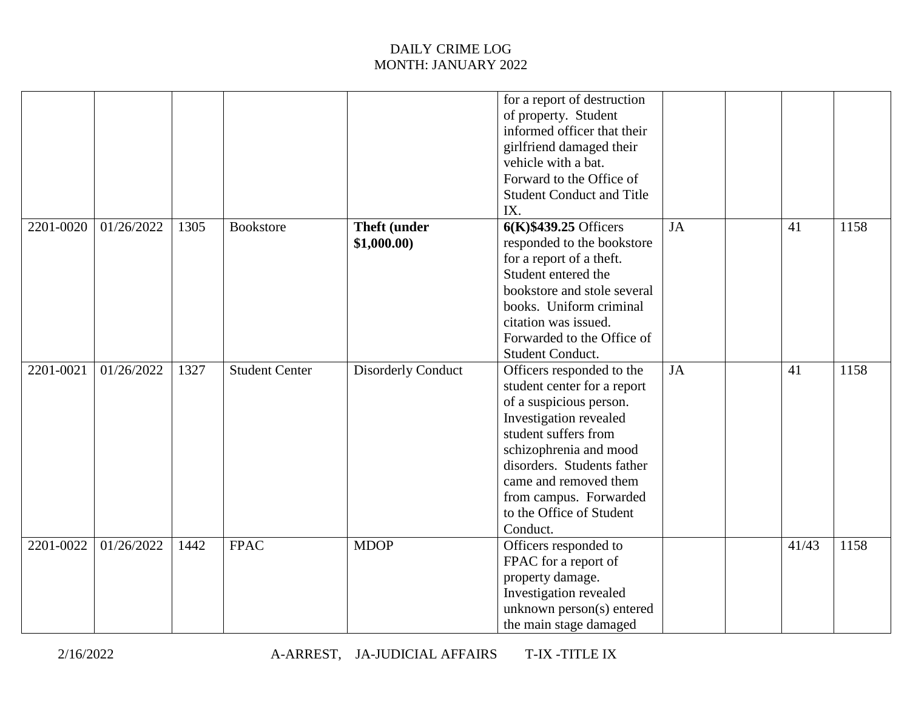DAILY CRIME LOG
MONTH: JANUARY 2022

| | | | | | | | | | |
|---|---|---|---|---|---|---|---|---|---|
| | | | | | for a report of destruction of property. Student informed officer that their girlfriend damaged their vehicle with a bat. Forward to the Office of Student Conduct and Title IX. | | | | |
| 2201-0020 | 01/26/2022 | 1305 | Bookstore | **Theft (under $1,000.00)** | **6(K)$439.25** Officers responded to the bookstore for a report of a theft. Student entered the bookstore and stole several books. Uniform criminal citation was issued. Forwarded to the Office of Student Conduct. | JA | | 41 | 1158 |
| 2201-0021 | 01/26/2022 | 1327 | Student Center | Disorderly Conduct | Officers responded to the student center for a report of a suspicious person. Investigation revealed student suffers from schizophrenia and mood disorders. Students father came and removed them from campus. Forwarded to the Office of Student Conduct. | JA | | 41 | 1158 |
| 2201-0022 | 01/26/2022 | 1442 | FPAC | MDOP | Officers responded to FPAC for a report of property damage. Investigation revealed unknown person(s) entered the main stage damaged | | | 41/43 | 1158 |

2/16/2022 A-ARREST, JA-JUDICIAL AFFAIRS T-IX -TITLE IX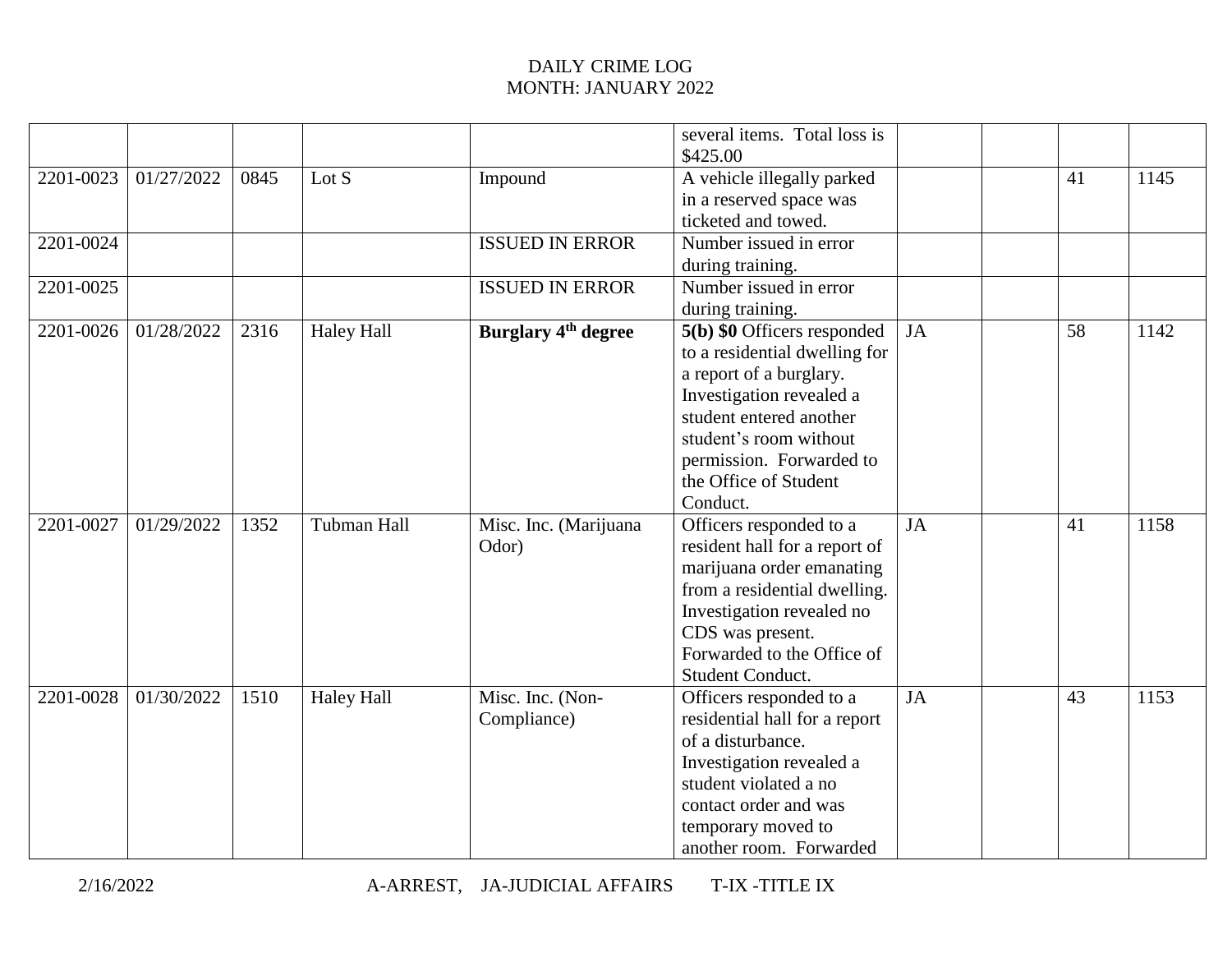DAILY CRIME LOG
MONTH: JANUARY 2022

| | | | | | | | | | |
|---|---|---|---|---|---|---|---|---|---|
| | | | | | several items. Total loss is $425.00 | | | | |
| 2201-0023 | 01/27/2022 | 0845 | Lot S | Impound | A vehicle illegally parked in a reserved space was ticketed and towed. | | | 41 | 1145 |
| 2201-0024 | | | | ISSUED IN ERROR | Number issued in error during training. | | | | |
| 2201-0025 | | | | ISSUED IN ERROR | Number issued in error during training. | | | | |
| 2201-0026 | 01/28/2022 | 2316 | Haley Hall | **Burglary 4th degree** | **5(b) $0** Officers responded to a residential dwelling for a report of a burglary. Investigation revealed a student entered another student's room without permission. Forwarded to the Office of Student Conduct. | JA | | 58 | 1142 |
| 2201-0027 | 01/29/2022 | 1352 | Tubman Hall | Misc. Inc. (Marijuana Odor) | Officers responded to a resident hall for a report of marijuana order emanating from a residential dwelling. Investigation revealed no CDS was present. Forwarded to the Office of Student Conduct. | JA | | 41 | 1158 |
| 2201-0028 | 01/30/2022 | 1510 | Haley Hall | Misc. Inc. (Non-Compliance) | Officers responded to a residential hall for a report of a disturbance. Investigation revealed a student violated a no contact order and was temporary moved to another room. Forwarded | JA | | 43 | 1153 |

2/16/2022 A-ARREST, JA-JUDICIAL AFFAIRS T-IX -TITLE IX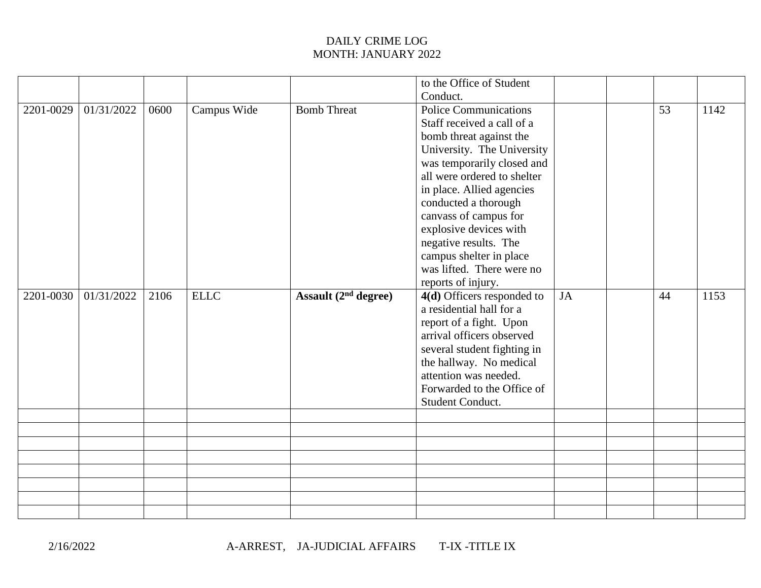DAILY CRIME LOG
MONTH: JANUARY 2022

| | | | | | | | | | |
|---|---|---|---|---|---|---|---|---|---|
| | | | | | to the Office of Student Conduct. | | | | |
| 2201-0029 | 01/31/2022 | 0600 | Campus Wide | Bomb Threat | Police Communications Staff received a call of a bomb threat against the University. The University was temporarily closed and all were ordered to shelter in place. Allied agencies conducted a thorough canvass of campus for explosive devices with negative results. The campus shelter in place was lifted. There were no reports of injury. | | | 53 | 1142 |
| 2201-0030 | 01/31/2022 | 2106 | ELLC | **Assault (2nd degree)** | **4(d)** Officers responded to a residential hall for a report of a fight. Upon arrival officers observed several student fighting in the hallway. No medical attention was needed. Forwarded to the Office of Student Conduct. | JA | | 44 | 1153 |
| | | | | | | | | | |
| | | | | | | | | | |
| | | | | | | | | | |
| | | | | | | | | | |
| | | | | | | | | | |
| | | | | | | | | | |
| | | | | | | | | | |
| | | | | | | | | | |

2/16/2022 A-ARREST, JA-JUDICIAL AFFAIRS T-IX -TITLE IX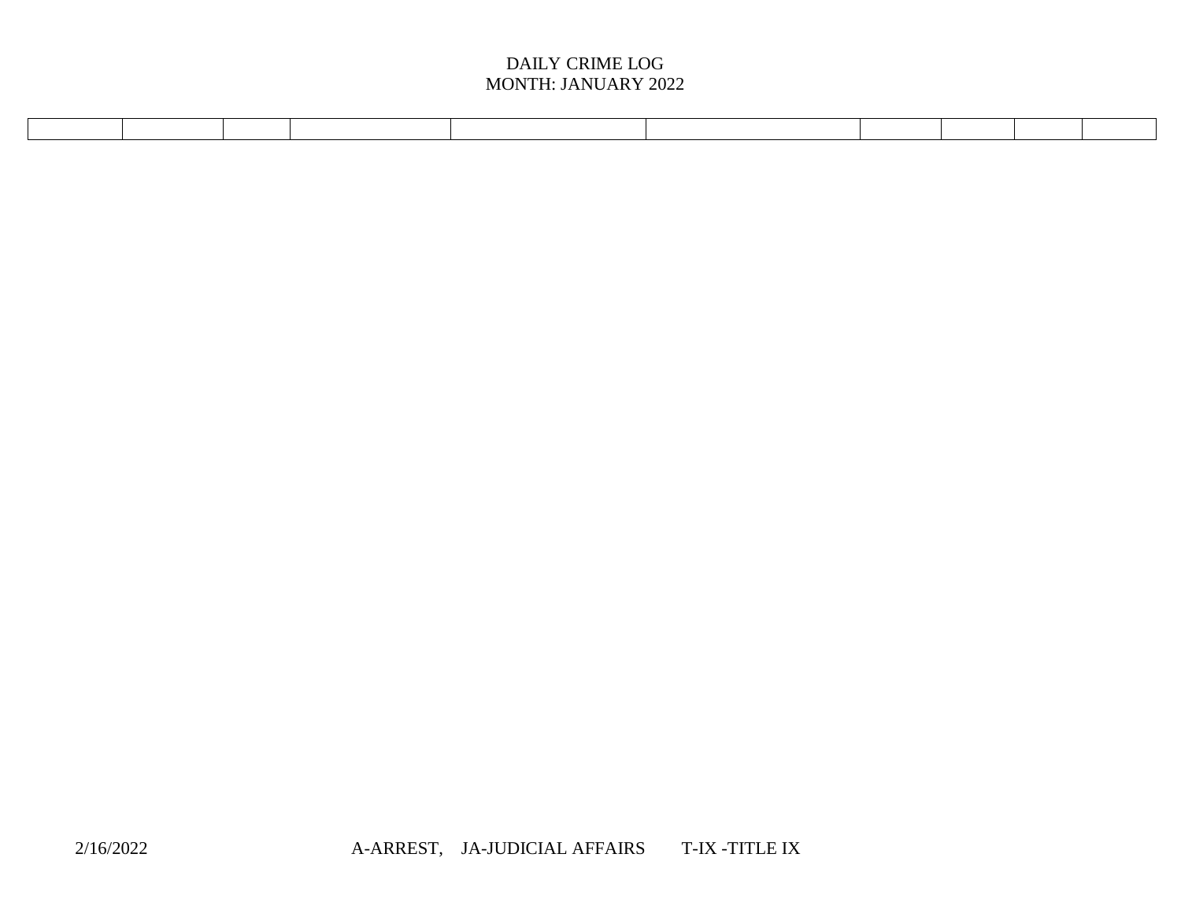DAILY CRIME LOG
MONTH: JANUARY 2022

| | | | | | | | | | |
|---|---|---|---|---|---|---|---|---|---|
| | | | | | | | | | |

2/16/2022 A-ARREST, JA-JUDICIAL AFFAIRS T-IX -TITLE IX